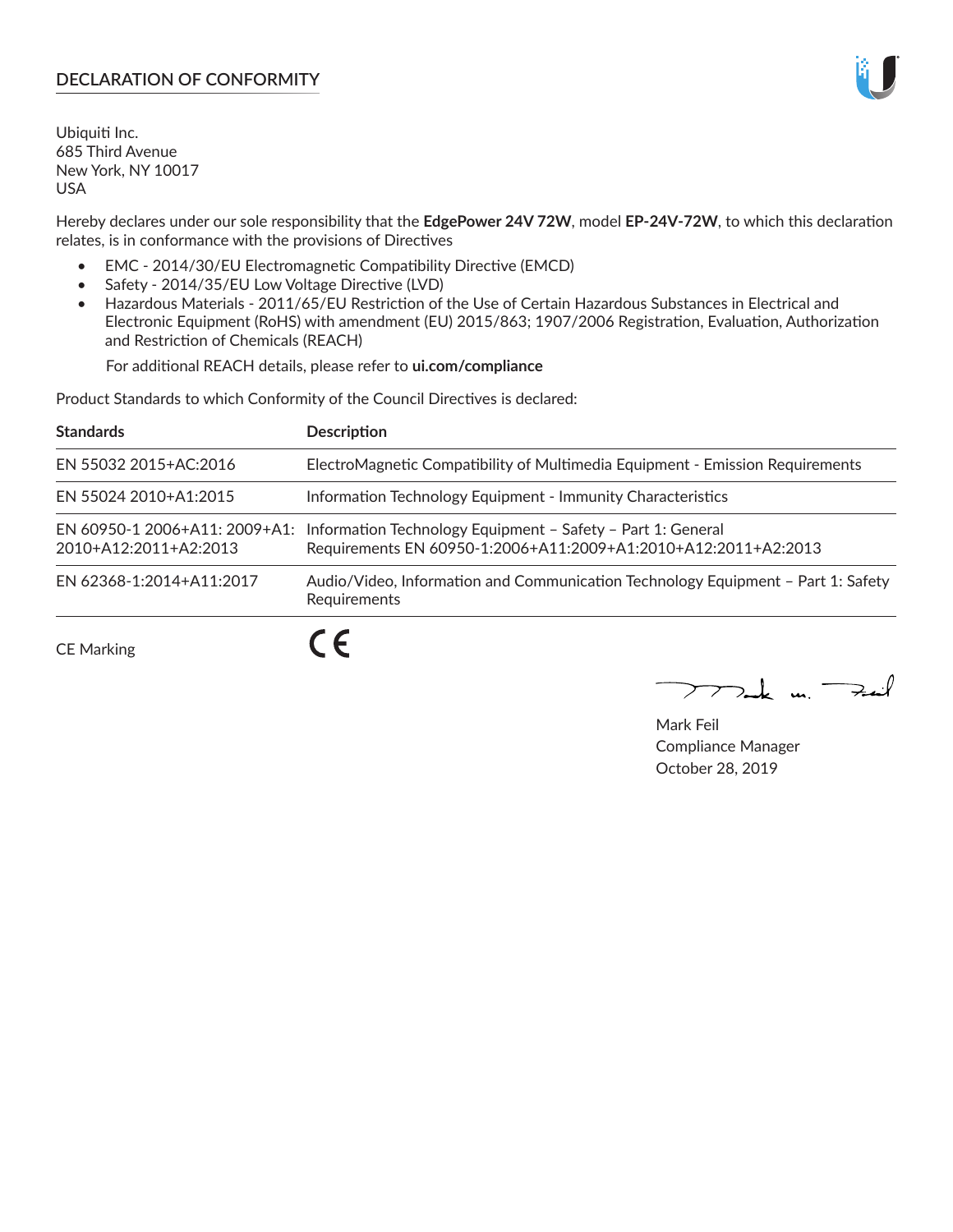## DECLARATION OF CONFORMITY

Ubiquiti Inc.
685 Third Avenue
New York, NY 10017
USA

Hereby declares under our sole responsibility that the **EdgePower 24V 72W**, model **EP-24V-72W**, to which this declaration relates, is in conformance with the provisions of Directives

- EMC - 2014/30/EU Electromagnetic Compatibility Directive (EMCD)
- Safety - 2014/35/EU Low Voltage Directive (LVD)
- Hazardous Materials - 2011/65/EU Restriction of the Use of Certain Hazardous Substances in Electrical and Electronic Equipment (RoHS) with amendment (EU) 2015/863; 1907/2006 Registration, Evaluation, Authorization and Restriction of Chemicals (REACH)

  For additional REACH details, please refer to **ui.com/compliance**

Product Standards to which Conformity of the Council Directives is declared:

| Standards | Description |
|---|---|
| EN 55032 2015+AC:2016 | ElectroMagnetic Compatibility of Multimedia Equipment - Emission Requirements |
| EN 55024 2010+A1:2015 | Information Technology Equipment - Immunity Characteristics |
| EN 60950-1 2006+A11: 2009+A1: 2010+A12:2011+A2:2013 | Information Technology Equipment – Safety – Part 1: General Requirements EN 60950-1:2006+A11:2009+A1:2010+A12:2011+A2:2013 |
| EN 62368-1:2014+A11:2017 | Audio/Video, Information and Communication Technology Equipment – Part 1: Safety Requirements |

CE Marking CE

Mark Feil
Compliance Manager
October 28, 2019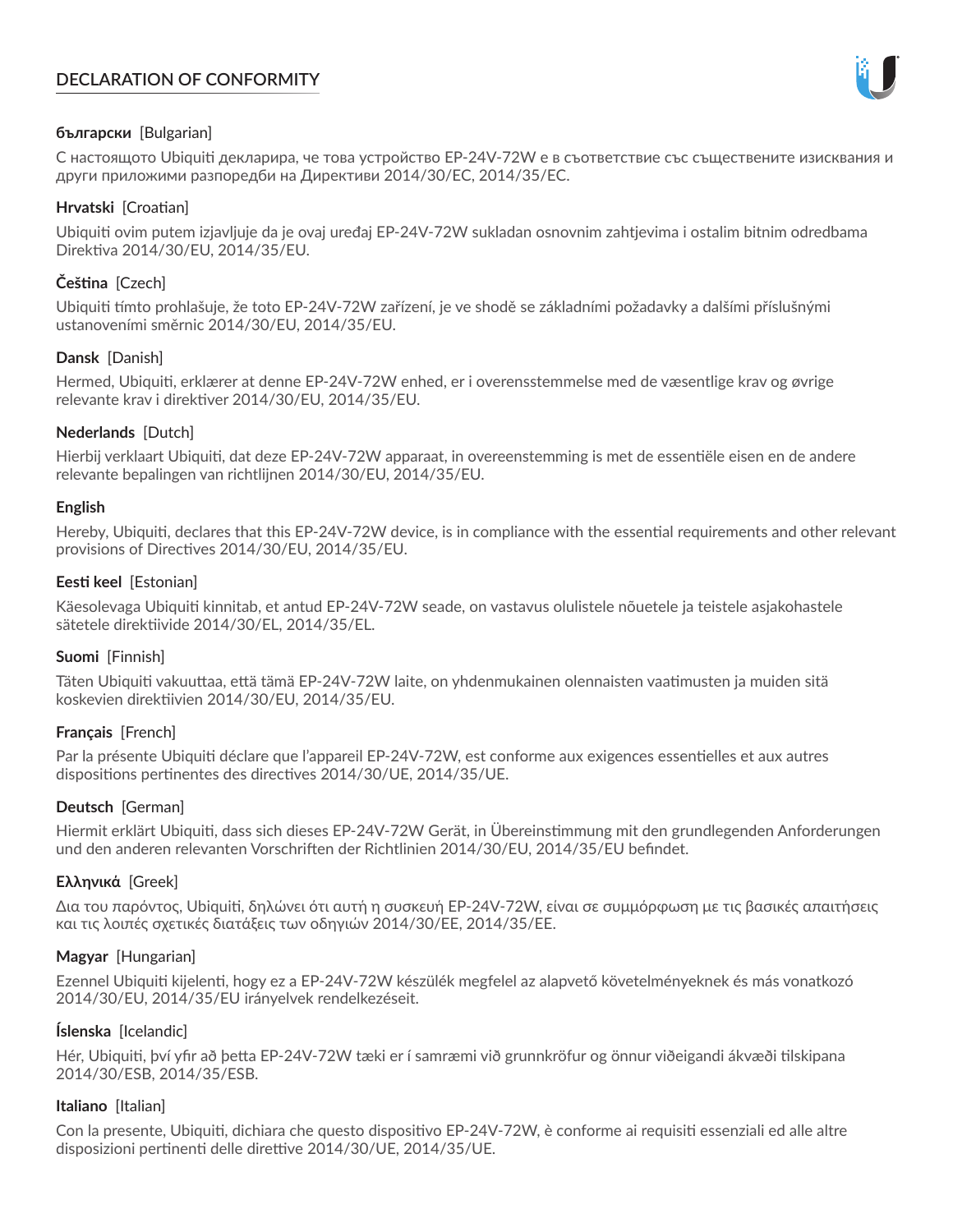# DECLARATION OF CONFORMITY

**български** [Bulgarian]

С настоящото Ubiquiti декларира, че това устройство EP-24V-72W е в съответствие със съществените изисквания и други приложими разпоредби на Директиви 2014/30/ЕС, 2014/35/ЕС.

**Hrvatski** [Croatian]

Ubiquiti ovim putem izjavljuje da je ovaj uređaj EP-24V-72W sukladan osnovnim zahtjevima i ostalim bitnim odredbama Direktiva 2014/30/EU, 2014/35/EU.

**Čeština** [Czech]

Ubiquiti tímto prohlašuje, že toto EP-24V-72W zařízení, je ve shodě se základními požadavky a dalšími příslušnými ustanoveními směrnic 2014/30/EU, 2014/35/EU.

**Dansk** [Danish]

Hermed, Ubiquiti, erklærer at denne EP-24V-72W enhed, er i overensstemmelse med de væsentlige krav og øvrige relevante krav i direktiver 2014/30/EU, 2014/35/EU.

**Nederlands** [Dutch]

Hierbij verklaart Ubiquiti, dat deze EP-24V-72W apparaat, in overeenstemming is met de essentiële eisen en de andere relevante bepalingen van richtlijnen 2014/30/EU, 2014/35/EU.

**English**

Hereby, Ubiquiti, declares that this EP-24V-72W device, is in compliance with the essential requirements and other relevant provisions of Directives 2014/30/EU, 2014/35/EU.

**Eesti keel** [Estonian]

Käesolevaga Ubiquiti kinnitab, et antud EP-24V-72W seade, on vastavus olulistele nõuetele ja teistele asjakohastele sätetele direktiivide 2014/30/EL, 2014/35/EL.

**Suomi** [Finnish]

Täten Ubiquiti vakuuttaa, että tämä EP-24V-72W laite, on yhdenmukainen olennaisten vaatimusten ja muiden sitä koskevien direktiivien 2014/30/EU, 2014/35/EU.

**Français** [French]

Par la présente Ubiquiti déclare que l'appareil EP-24V-72W, est conforme aux exigences essentielles et aux autres dispositions pertinentes des directives 2014/30/UE, 2014/35/UE.

**Deutsch** [German]

Hiermit erklärt Ubiquiti, dass sich dieses EP-24V-72W Gerät, in Übereinstimmung mit den grundlegenden Anforderungen und den anderen relevanten Vorschriften der Richtlinien 2014/30/EU, 2014/35/EU befindet.

**Ελληνικά** [Greek]

Δια του παρόντος, Ubiquiti, δηλώνει ότι αυτή η συσκευή EP-24V-72W, είναι σε συμμόρφωση με τις βασικές απαιτήσεις και τις λοιπές σχετικές διατάξεις των οδηγιών 2014/30/EE, 2014/35/EE.

**Magyar** [Hungarian]

Ezennel Ubiquiti kijelenti, hogy ez a EP-24V-72W készülék megfelel az alapvető követelményeknek és más vonatkozó 2014/30/EU, 2014/35/EU irányelvek rendelkezéseit.

**Íslenska** [Icelandic]

Hér, Ubiquiti, því yfir að þetta EP-24V-72W tæki er í samræmi við grunnkröfur og önnur viðeigandi ákvæði tilskipana 2014/30/ESB, 2014/35/ESB.

**Italiano** [Italian]

Con la presente, Ubiquiti, dichiara che questo dispositivo EP-24V-72W, è conforme ai requisiti essenziali ed alle altre disposizioni pertinenti delle direttive 2014/30/UE, 2014/35/UE.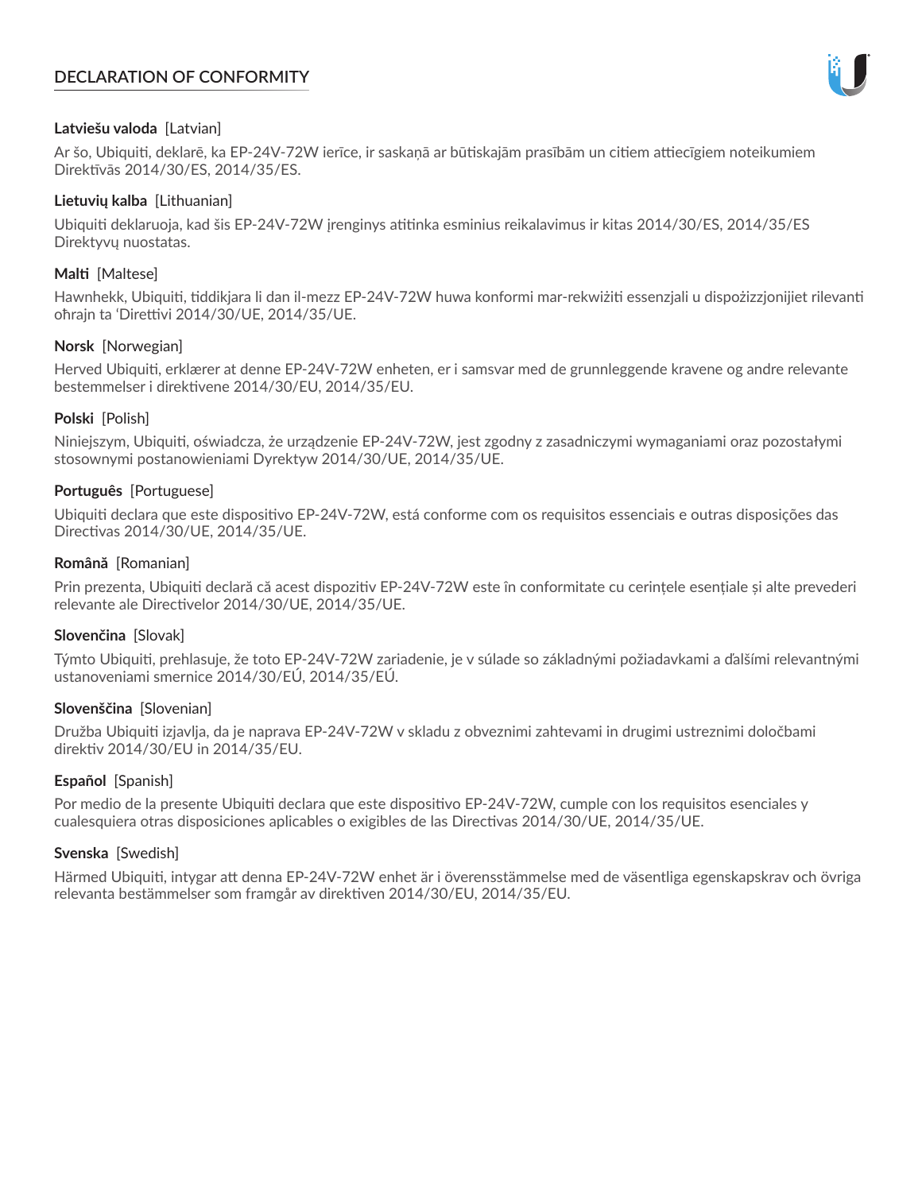# DECLARATION OF CONFORMITY

**Latviešu valoda** [Latvian]

Ar šo, Ubiquiti, deklarē, ka EP-24V-72W ierīce, ir saskaņā ar būtiskajām prasībām un citiem attiecīgiem noteikumiem Direktīvās 2014/30/ES, 2014/35/ES.

**Lietuvių kalba** [Lithuanian]

Ubiquiti deklaruoja, kad šis EP-24V-72W įrenginys atitinka esminius reikalavimus ir kitas 2014/30/ES, 2014/35/ES Direktyvų nuostatas.

**Malti** [Maltese]

Hawnhekk, Ubiquiti, tiddikjara li dan il-mezz EP-24V-72W huwa konformi mar-rekwiżiti essenzjali u dispożizzjonijiet rilevanti oħrajn ta 'Direttivi 2014/30/UE, 2014/35/UE.

**Norsk** [Norwegian]

Herved Ubiquiti, erklærer at denne EP-24V-72W enheten, er i samsvar med de grunnleggende kravene og andre relevante bestemmelser i direktivene 2014/30/EU, 2014/35/EU.

**Polski** [Polish]

Niniejszym, Ubiquiti, oświadcza, że urządzenie EP-24V-72W, jest zgodny z zasadniczymi wymaganiami oraz pozostałymi stosownymi postanowieniami Dyrektyw 2014/30/UE, 2014/35/UE.

**Português** [Portuguese]

Ubiquiti declara que este dispositivo EP-24V-72W, está conforme com os requisitos essenciais e outras disposições das Directivas 2014/30/UE, 2014/35/UE.

**Română** [Romanian]

Prin prezenta, Ubiquiti declară că acest dispozitiv EP-24V-72W este în conformitate cu cerințele esențiale și alte prevederi relevante ale Directivelor 2014/30/UE, 2014/35/UE.

**Slovenčina** [Slovak]

Týmto Ubiquiti, prehlasuje, že toto EP-24V-72W zariadenie, je v súlade so základnými požiadavkami a ďalšími relevantnými ustanoveniami smernice 2014/30/EÚ, 2014/35/EÚ.

**Slovenščina** [Slovenian]

Družba Ubiquiti izjavlja, da je naprava EP-24V-72W v skladu z obveznimi zahtevami in drugimi ustreznimi določbami direktiv 2014/30/EU in 2014/35/EU.

**Español** [Spanish]

Por medio de la presente Ubiquiti declara que este dispositivo EP-24V-72W, cumple con los requisitos esenciales y cualesquiera otras disposiciones aplicables o exigibles de las Directivas 2014/30/UE, 2014/35/UE.

**Svenska** [Swedish]

Härmed Ubiquiti, intygar att denna EP-24V-72W enhet är i överensstämmelse med de väsentliga egenskapskrav och övriga relevanta bestämmelser som framgår av direktiven 2014/30/EU, 2014/35/EU.